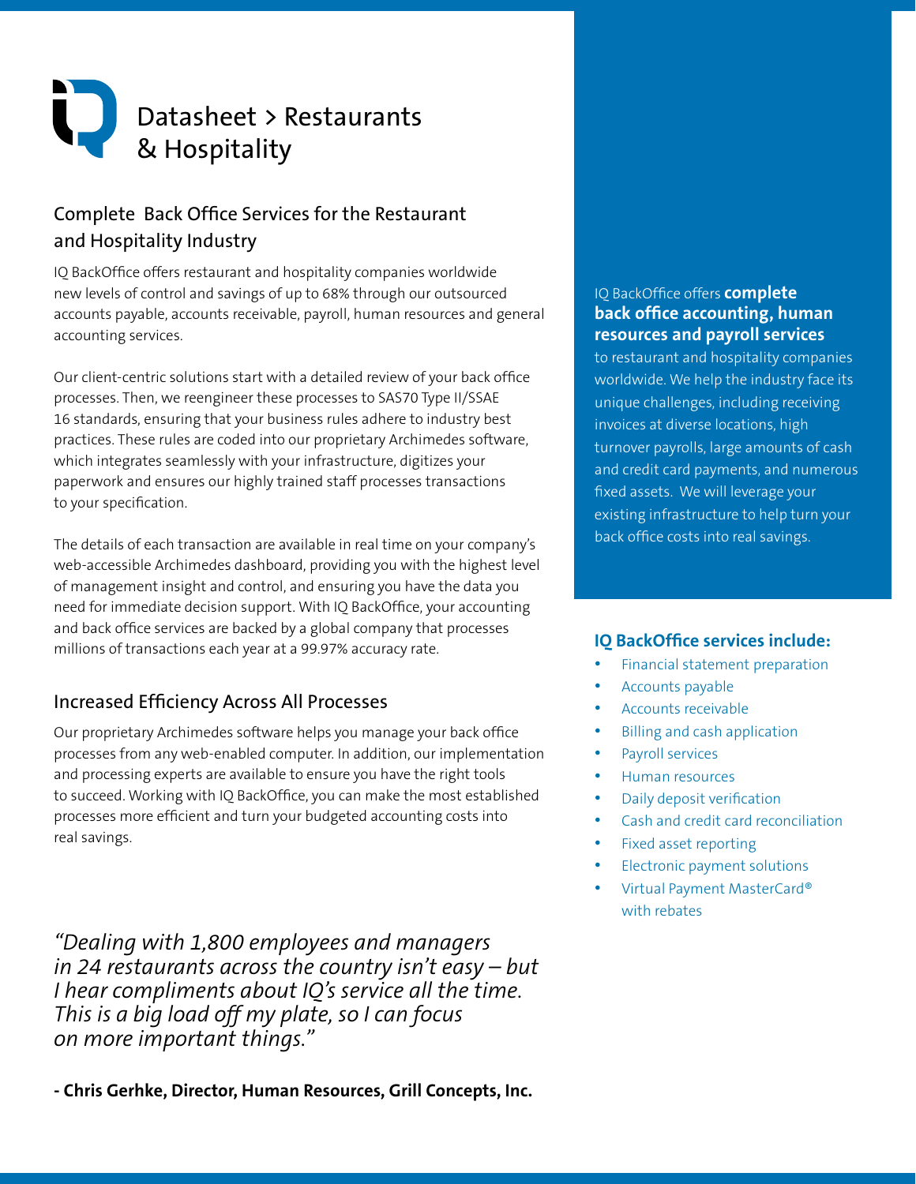# Datasheet > Restaurants & Hospitality

## Complete Back Office Services for the Restaurant and Hospitality Industry

IQ BackOffice offers restaurant and hospitality companies worldwide new levels of control and savings of up to 68% through our outsourced accounts payable, accounts receivable, payroll, human resources and general accounting services.

Our client-centric solutions start with a detailed review of your back office processes. Then, we reengineer these processes to SAS70 Type II/SSAE 16 standards, ensuring that your business rules adhere to industry best practices. These rules are coded into our proprietary Archimedes software, which integrates seamlessly with your infrastructure, digitizes your paperwork and ensures our highly trained staff processes transactions to your specification.

The details of each transaction are available in real time on your company's web-accessible Archimedes dashboard, providing you with the highest level of management insight and control, and ensuring you have the data you need for immediate decision support. With IQ BackOffice, your accounting and back office services are backed by a global company that processes millions of transactions each year at a 99.97% accuracy rate.

## Increased Efficiency Across All Processes

Our proprietary Archimedes software helps you manage your back office processes from any web-enabled computer. In addition, our implementation and processing experts are available to ensure you have the right tools to succeed. Working with IQ BackOffice, you can make the most established processes more efficient and turn your budgeted accounting costs into real savings.

*"Dealing with 1,800 employees and managers in 24 restaurants across the country isn't easy – but I hear compliments about IQ's service all the time. This is a big load off my plate, so I can focus on more important things."*

**- Chris Gerhke, Director, Human Resources, Grill Concepts, Inc.**

IQ BackOffice offers **complete back office accounting, human resources and payroll services** to restaurant and hospitality companies worldwide. We help the industry face its unique challenges, including receiving invoices at diverse locations, high turnover payrolls, large amounts of cash and credit card payments, and numerous fixed assets. We will leverage your existing infrastructure to help turn your back office costs into real savings.

### IQ BackOffice services include:

- Financial statement preparation
- Accounts payable
- Accounts receivable
- Billing and cash application
- Payroll services
- Human resources
- Daily deposit verification
- Cash and credit card reconciliation
- Fixed asset reporting
- Electronic payment solutions
- Virtual Payment MasterCard® with rebates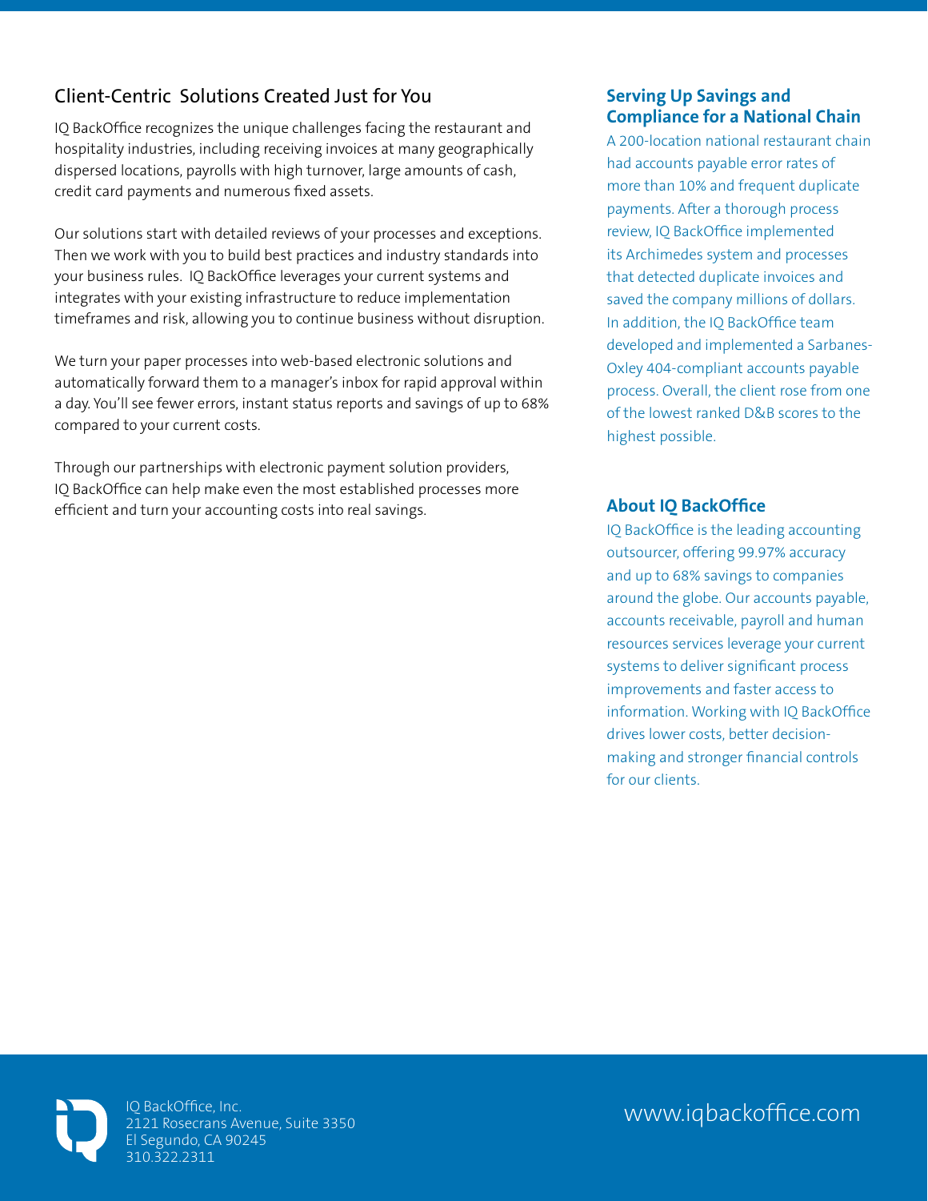## Client-Centric Solutions Created Just for You

IQ BackOffice recognizes the unique challenges facing the restaurant and hospitality industries, including receiving invoices at many geographically dispersed locations, payrolls with high turnover, large amounts of cash, credit card payments and numerous fixed assets.

Our solutions start with detailed reviews of your processes and exceptions. Then we work with you to build best practices and industry standards into your business rules. IQ BackOffice leverages your current systems and integrates with your existing infrastructure to reduce implementation timeframes and risk, allowing you to continue business without disruption.

We turn your paper processes into web-based electronic solutions and automatically forward them to a manager's inbox for rapid approval within a day. You'll see fewer errors, instant status reports and savings of up to 68% compared to your current costs.

Through our partnerships with electronic payment solution providers, IQ BackOffice can help make even the most established processes more efficient and turn your accounting costs into real savings.

## Serving Up Savings and Compliance for a National Chain

A 200-location national restaurant chain had accounts payable error rates of more than 10% and frequent duplicate payments. After a thorough process review, IQ BackOffice implemented its Archimedes system and processes that detected duplicate invoices and saved the company millions of dollars. In addition, the IQ BackOffice team developed and implemented a Sarbanes-Oxley 404-compliant accounts payable process. Overall, the client rose from one of the lowest ranked D&B scores to the highest possible.

## About IQ BackOffice

IQ BackOffice is the leading accounting outsourcer, offering 99.97% accuracy and up to 68% savings to companies around the globe. Our accounts payable, accounts receivable, payroll and human resources services leverage your current systems to deliver significant process improvements and faster access to information. Working with IQ BackOffice drives lower costs, better decision-making and stronger financial controls for our clients.

IQ BackOffice, Inc.
2121 Rosecrans Avenue, Suite 3350
El Segundo, CA 90245
310.322.2311

www.iqbackoffice.com